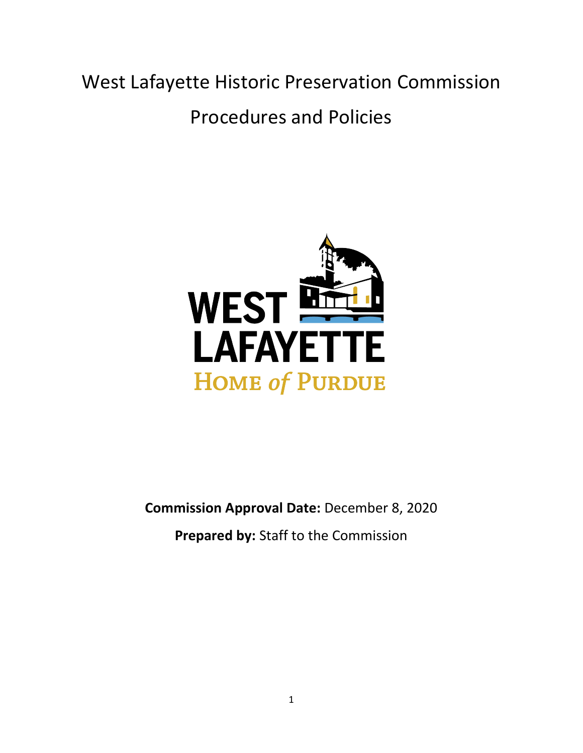# West Lafayette Historic Preservation Commission

# Procedures and Policies

WEST LAFAYETTE

HOME *of* PURDUE

**Commission Approval Date:** December 8, 2020

**Prepared by:** Staff to the Commission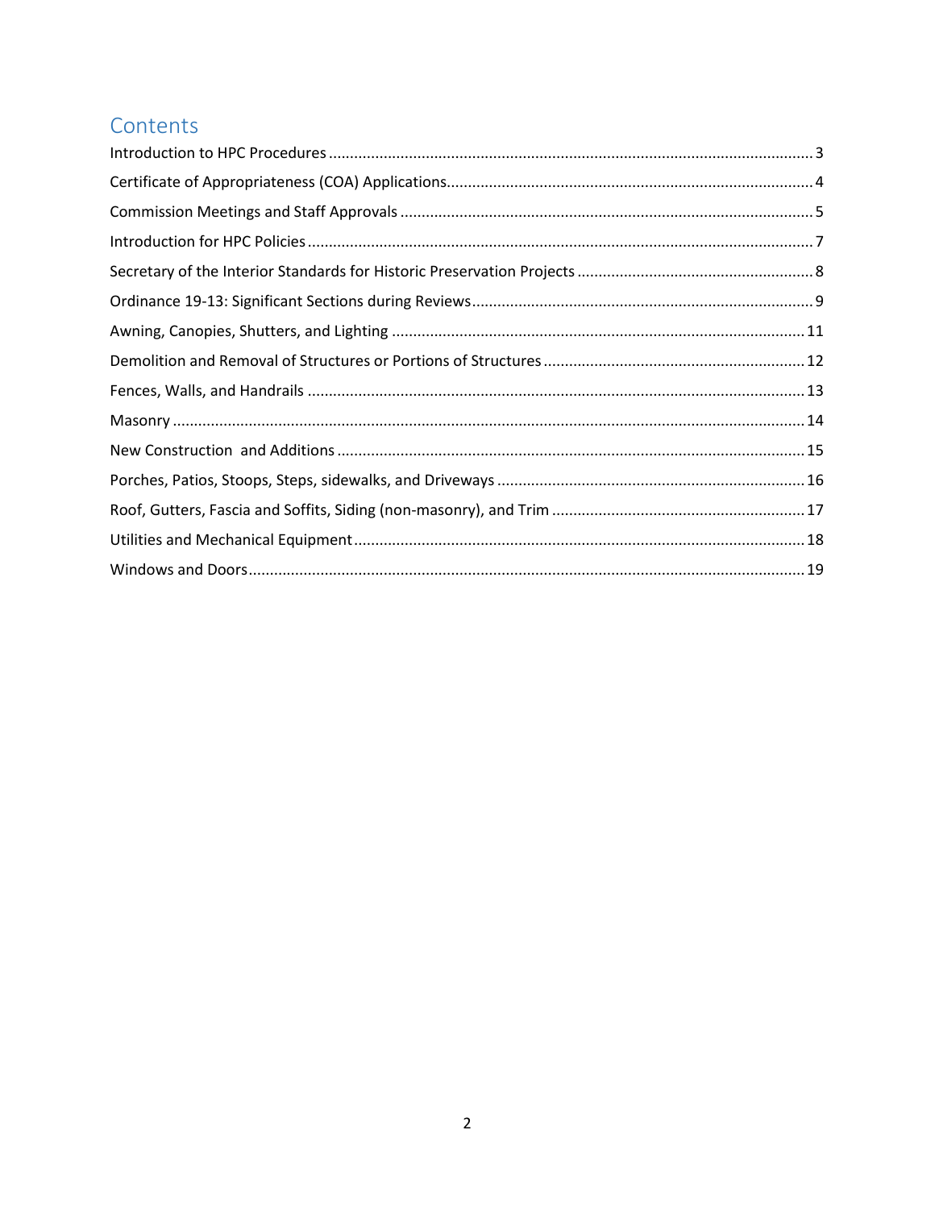# Contents

Introduction to HPC Procedures ..... 3

Certificate of Appropriateness (COA) Applications ..... 4

Commission Meetings and Staff Approvals ..... 5

Introduction for HPC Policies ..... 7

Secretary of the Interior Standards for Historic Preservation Projects ..... 8

Ordinance 19-13: Significant Sections during Reviews ..... 9

Awning, Canopies, Shutters, and Lighting ..... 11

Demolition and Removal of Structures or Portions of Structures ..... 12

Fences, Walls, and Handrails ..... 13

Masonry ..... 14

New Construction and Additions ..... 15

Porches, Patios, Stoops, Steps, sidewalks, and Driveways ..... 16

Roof, Gutters, Fascia and Soffits, Siding (non-masonry), and Trim ..... 17

Utilities and Mechanical Equipment ..... 18

Windows and Doors ..... 19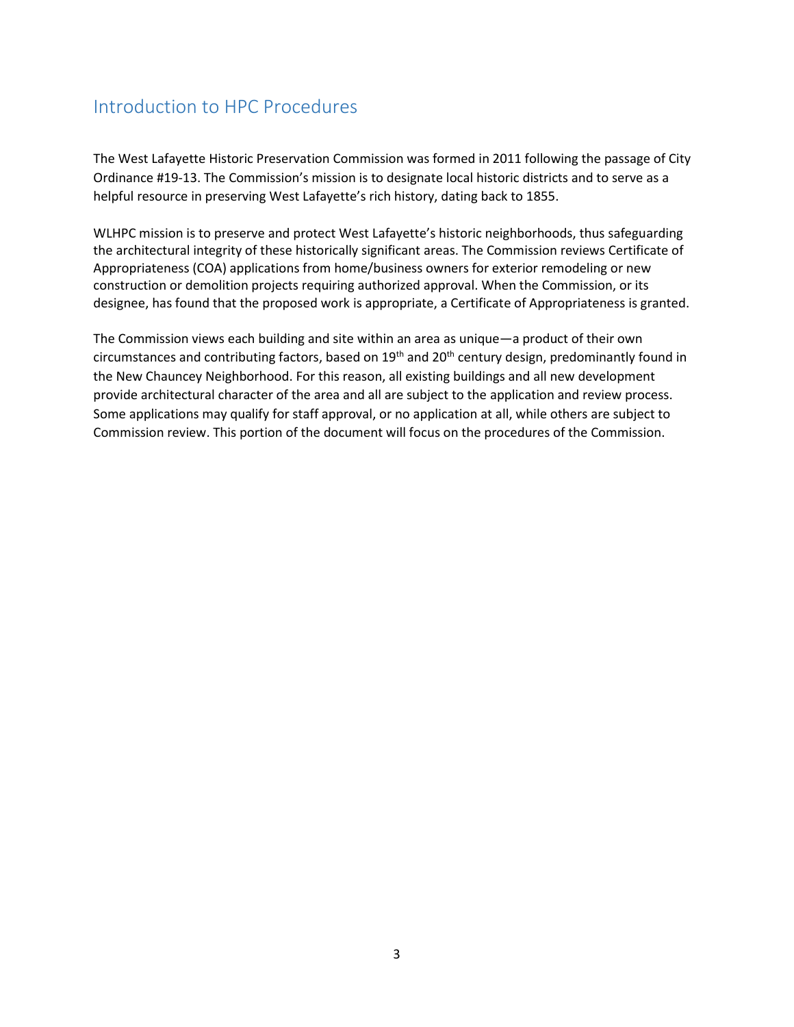## Introduction to HPC Procedures

The West Lafayette Historic Preservation Commission was formed in 2011 following the passage of City Ordinance #19-13. The Commission's mission is to designate local historic districts and to serve as a helpful resource in preserving West Lafayette's rich history, dating back to 1855.

WLHPC mission is to preserve and protect West Lafayette's historic neighborhoods, thus safeguarding the architectural integrity of these historically significant areas. The Commission reviews Certificate of Appropriateness (COA) applications from home/business owners for exterior remodeling or new construction or demolition projects requiring authorized approval. When the Commission, or its designee, has found that the proposed work is appropriate, a Certificate of Appropriateness is granted.

The Commission views each building and site within an area as unique—a product of their own circumstances and contributing factors, based on 19th and 20th century design, predominantly found in the New Chauncey Neighborhood. For this reason, all existing buildings and all new development provide architectural character of the area and all are subject to the application and review process. Some applications may qualify for staff approval, or no application at all, while others are subject to Commission review. This portion of the document will focus on the procedures of the Commission.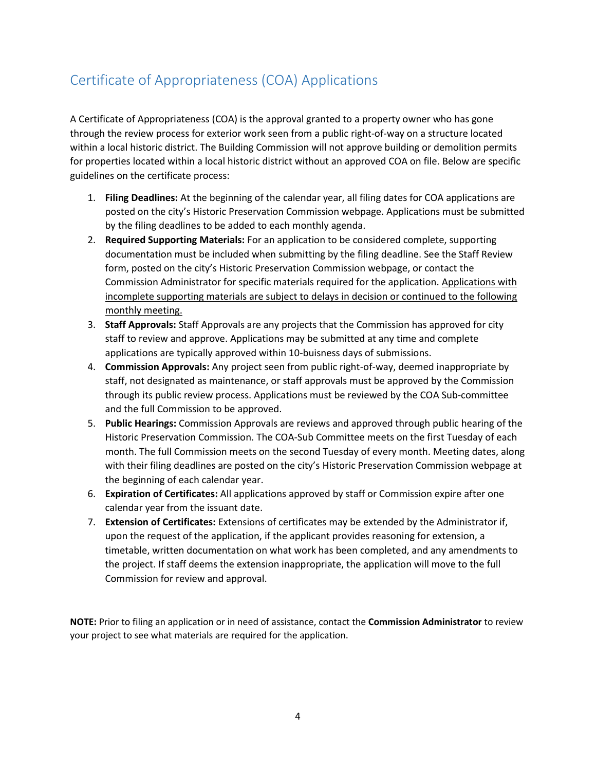## Certificate of Appropriateness (COA) Applications

A Certificate of Appropriateness (COA) is the approval granted to a property owner who has gone through the review process for exterior work seen from a public right-of-way on a structure located within a local historic district. The Building Commission will not approve building or demolition permits for properties located within a local historic district without an approved COA on file. Below are specific guidelines on the certificate process:

1. **Filing Deadlines:** At the beginning of the calendar year, all filing dates for COA applications are posted on the city's Historic Preservation Commission webpage. Applications must be submitted by the filing deadlines to be added to each monthly agenda.
2. **Required Supporting Materials:** For an application to be considered complete, supporting documentation must be included when submitting by the filing deadline. See the Staff Review form, posted on the city's Historic Preservation Commission webpage, or contact the Commission Administrator for specific materials required for the application. <u>Applications with incomplete supporting materials are subject to delays in decision or continued to the following monthly meeting.</u>
3. **Staff Approvals:** Staff Approvals are any projects that the Commission has approved for city staff to review and approve. Applications may be submitted at any time and complete applications are typically approved within 10-buisness days of submissions.
4. **Commission Approvals:** Any project seen from public right-of-way, deemed inappropriate by staff, not designated as maintenance, or staff approvals must be approved by the Commission through its public review process. Applications must be reviewed by the COA Sub-committee and the full Commission to be approved.
5. **Public Hearings:** Commission Approvals are reviews and approved through public hearing of the Historic Preservation Commission. The COA-Sub Committee meets on the first Tuesday of each month. The full Commission meets on the second Tuesday of every month. Meeting dates, along with their filing deadlines are posted on the city's Historic Preservation Commission webpage at the beginning of each calendar year.
6. **Expiration of Certificates:** All applications approved by staff or Commission expire after one calendar year from the issuant date.
7. **Extension of Certificates:** Extensions of certificates may be extended by the Administrator if, upon the request of the application, if the applicant provides reasoning for extension, a timetable, written documentation on what work has been completed, and any amendments to the project. If staff deems the extension inappropriate, the application will move to the full Commission for review and approval.

**NOTE:** Prior to filing an application or in need of assistance, contact the **Commission Administrator** to review your project to see what materials are required for the application.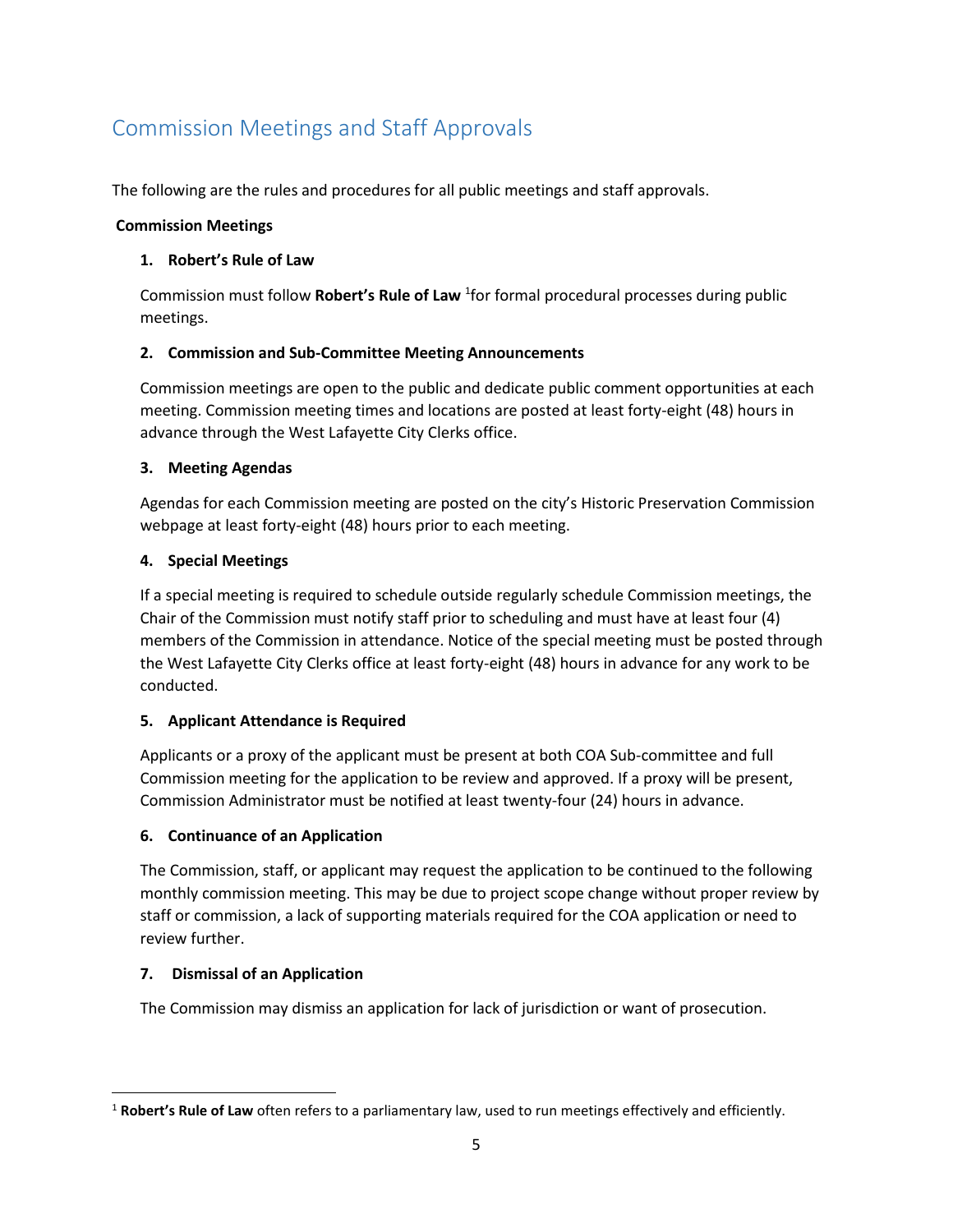## Commission Meetings and Staff Approvals

The following are the rules and procedures for all public meetings and staff approvals.

**Commission Meetings**

1. **Robert's Rule of Law**

   Commission must follow **Robert's Rule of Law** [1]for formal procedural processes during public meetings.

2. **Commission and Sub-Committee Meeting Announcements**

   Commission meetings are open to the public and dedicate public comment opportunities at each meeting. Commission meeting times and locations are posted at least forty-eight (48) hours in advance through the West Lafayette City Clerks office.

3. **Meeting Agendas**

   Agendas for each Commission meeting are posted on the city's Historic Preservation Commission webpage at least forty-eight (48) hours prior to each meeting.

4. **Special Meetings**

   If a special meeting is required to schedule outside regularly schedule Commission meetings, the Chair of the Commission must notify staff prior to scheduling and must have at least four (4) members of the Commission in attendance. Notice of the special meeting must be posted through the West Lafayette City Clerks office at least forty-eight (48) hours in advance for any work to be conducted.

5. **Applicant Attendance is Required**

   Applicants or a proxy of the applicant must be present at both COA Sub-committee and full Commission meeting for the application to be review and approved. If a proxy will be present, Commission Administrator must be notified at least twenty-four (24) hours in advance.

6. **Continuance of an Application**

   The Commission, staff, or applicant may request the application to be continued to the following monthly commission meeting. This may be due to project scope change without proper review by staff or commission, a lack of supporting materials required for the COA application or need to review further.

7. **Dismissal of an Application**

   The Commission may dismiss an application for lack of jurisdiction or want of prosecution.

---

[1] **Robert's Rule of Law** often refers to a parliamentary law, used to run meetings effectively and efficiently.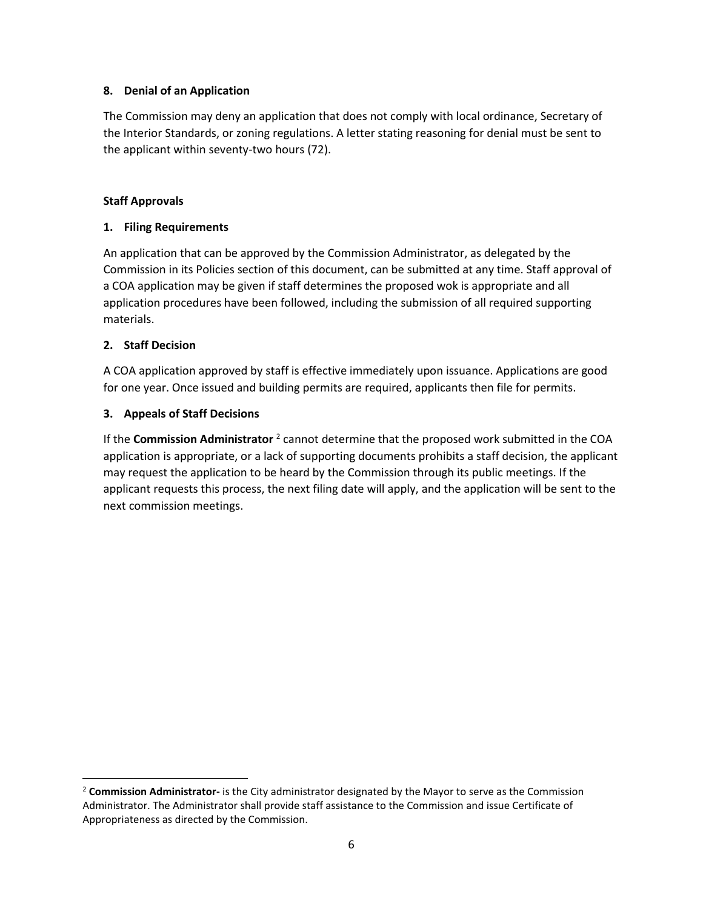### 8. Denial of an Application

The Commission may deny an application that does not comply with local ordinance, Secretary of the Interior Standards, or zoning regulations. A letter stating reasoning for denial must be sent to the applicant within seventy-two hours (72).

## Staff Approvals

### 1. Filing Requirements

An application that can be approved by the Commission Administrator, as delegated by the Commission in its Policies section of this document, can be submitted at any time. Staff approval of a COA application may be given if staff determines the proposed wok is appropriate and all application procedures have been followed, including the submission of all required supporting materials.

### 2. Staff Decision

A COA application approved by staff is effective immediately upon issuance. Applications are good for one year. Once issued and building permits are required, applicants then file for permits.

### 3. Appeals of Staff Decisions

If the **Commission Administrator** [2] cannot determine that the proposed work submitted in the COA application is appropriate, or a lack of supporting documents prohibits a staff decision, the applicant may request the application to be heard by the Commission through its public meetings. If the applicant requests this process, the next filing date will apply, and the application will be sent to the next commission meetings.

---

[2] **Commission Administrator-** is the City administrator designated by the Mayor to serve as the Commission Administrator. The Administrator shall provide staff assistance to the Commission and issue Certificate of Appropriateness as directed by the Commission.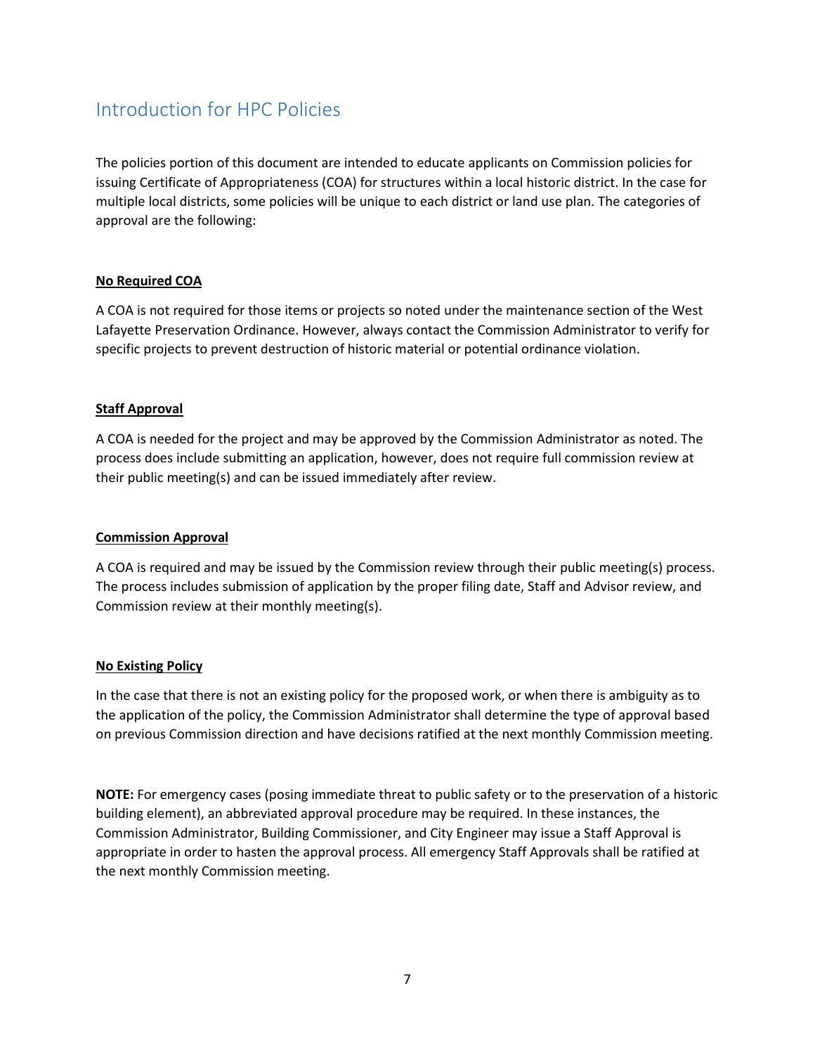# Introduction for HPC Policies

The policies portion of this document are intended to educate applicants on Commission policies for issuing Certificate of Appropriateness (COA) for structures within a local historic district. In the case for multiple local districts, some policies will be unique to each district or land use plan. The categories of approval are the following:

**No Required COA**

A COA is not required for those items or projects so noted under the maintenance section of the West Lafayette Preservation Ordinance. However, always contact the Commission Administrator to verify for specific projects to prevent destruction of historic material or potential ordinance violation.

**Staff Approval**

A COA is needed for the project and may be approved by the Commission Administrator as noted. The process does include submitting an application, however, does not require full commission review at their public meeting(s) and can be issued immediately after review.

**Commission Approval**

A COA is required and may be issued by the Commission review through their public meeting(s) process. The process includes submission of application by the proper filing date, Staff and Advisor review, and Commission review at their monthly meeting(s).

**No Existing Policy**

In the case that there is not an existing policy for the proposed work, or when there is ambiguity as to the application of the policy, the Commission Administrator shall determine the type of approval based on previous Commission direction and have decisions ratified at the next monthly Commission meeting.

**NOTE:** For emergency cases (posing immediate threat to public safety or to the preservation of a historic building element), an abbreviated approval procedure may be required. In these instances, the Commission Administrator, Building Commissioner, and City Engineer may issue a Staff Approval is appropriate in order to hasten the approval process. All emergency Staff Approvals shall be ratified at the next monthly Commission meeting.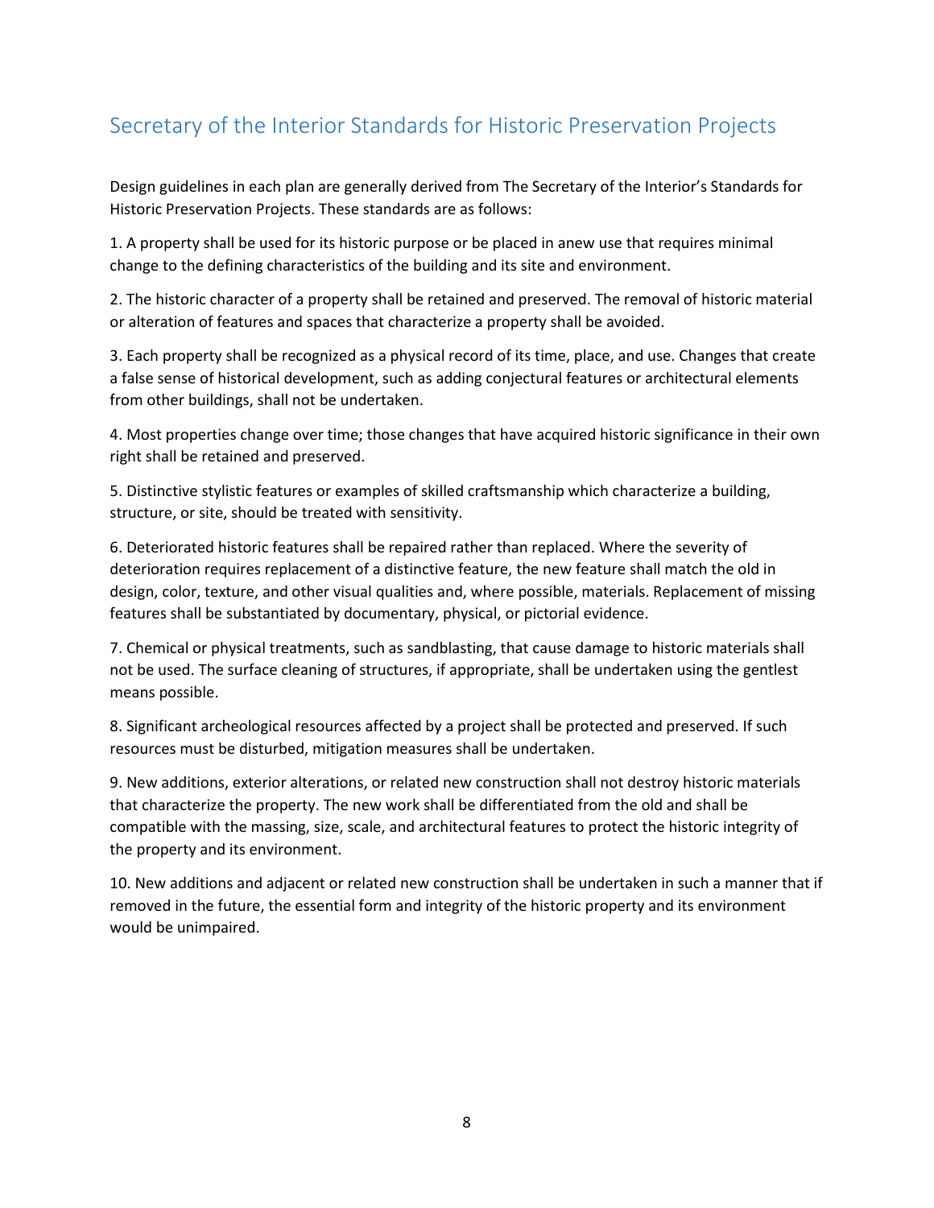## Secretary of the Interior Standards for Historic Preservation Projects

Design guidelines in each plan are generally derived from The Secretary of the Interior's Standards for Historic Preservation Projects. These standards are as follows:

1. A property shall be used for its historic purpose or be placed in anew use that requires minimal change to the defining characteristics of the building and its site and environment.

2. The historic character of a property shall be retained and preserved. The removal of historic material or alteration of features and spaces that characterize a property shall be avoided.

3. Each property shall be recognized as a physical record of its time, place, and use. Changes that create a false sense of historical development, such as adding conjectural features or architectural elements from other buildings, shall not be undertaken.

4. Most properties change over time; those changes that have acquired historic significance in their own right shall be retained and preserved.

5. Distinctive stylistic features or examples of skilled craftsmanship which characterize a building, structure, or site, should be treated with sensitivity.

6. Deteriorated historic features shall be repaired rather than replaced. Where the severity of deterioration requires replacement of a distinctive feature, the new feature shall match the old in design, color, texture, and other visual qualities and, where possible, materials. Replacement of missing features shall be substantiated by documentary, physical, or pictorial evidence.

7. Chemical or physical treatments, such as sandblasting, that cause damage to historic materials shall not be used. The surface cleaning of structures, if appropriate, shall be undertaken using the gentlest means possible.

8. Significant archeological resources affected by a project shall be protected and preserved. If such resources must be disturbed, mitigation measures shall be undertaken.

9. New additions, exterior alterations, or related new construction shall not destroy historic materials that characterize the property. The new work shall be differentiated from the old and shall be compatible with the massing, size, scale, and architectural features to protect the historic integrity of the property and its environment.

10. New additions and adjacent or related new construction shall be undertaken in such a manner that if removed in the future, the essential form and integrity of the historic property and its environment would be unimpaired.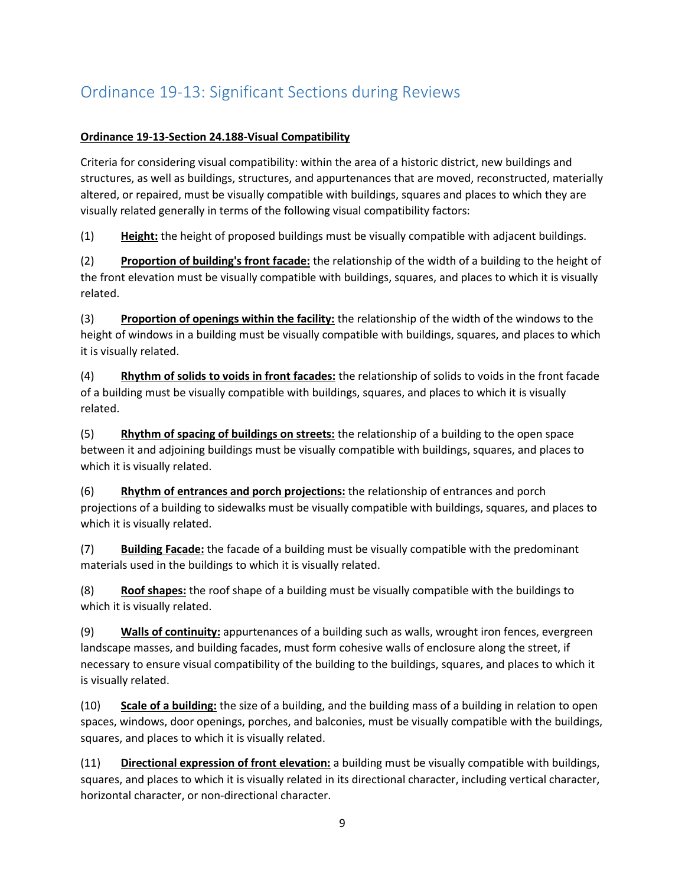# Ordinance 19-13: Significant Sections during Reviews

**Ordinance 19-13-Section 24.188-Visual Compatibility**

Criteria for considering visual compatibility: within the area of a historic district, new buildings and structures, as well as buildings, structures, and appurtenances that are moved, reconstructed, materially altered, or repaired, must be visually compatible with buildings, squares and places to which they are visually related generally in terms of the following visual compatibility factors:

(1) **Height:** the height of proposed buildings must be visually compatible with adjacent buildings.

(2) **Proportion of building's front facade:** the relationship of the width of a building to the height of the front elevation must be visually compatible with buildings, squares, and places to which it is visually related.

(3) **Proportion of openings within the facility:** the relationship of the width of the windows to the height of windows in a building must be visually compatible with buildings, squares, and places to which it is visually related.

(4) **Rhythm of solids to voids in front facades:** the relationship of solids to voids in the front facade of a building must be visually compatible with buildings, squares, and places to which it is visually related.

(5) **Rhythm of spacing of buildings on streets:** the relationship of a building to the open space between it and adjoining buildings must be visually compatible with buildings, squares, and places to which it is visually related.

(6) **Rhythm of entrances and porch projections:** the relationship of entrances and porch projections of a building to sidewalks must be visually compatible with buildings, squares, and places to which it is visually related.

(7) **Building Facade:** the facade of a building must be visually compatible with the predominant materials used in the buildings to which it is visually related.

(8) **Roof shapes:** the roof shape of a building must be visually compatible with the buildings to which it is visually related.

(9) **Walls of continuity:** appurtenances of a building such as walls, wrought iron fences, evergreen landscape masses, and building facades, must form cohesive walls of enclosure along the street, if necessary to ensure visual compatibility of the building to the buildings, squares, and places to which it is visually related.

(10) **Scale of a building:** the size of a building, and the building mass of a building in relation to open spaces, windows, door openings, porches, and balconies, must be visually compatible with the buildings, squares, and places to which it is visually related.

(11) **Directional expression of front elevation:** a building must be visually compatible with buildings, squares, and places to which it is visually related in its directional character, including vertical character, horizontal character, or non-directional character.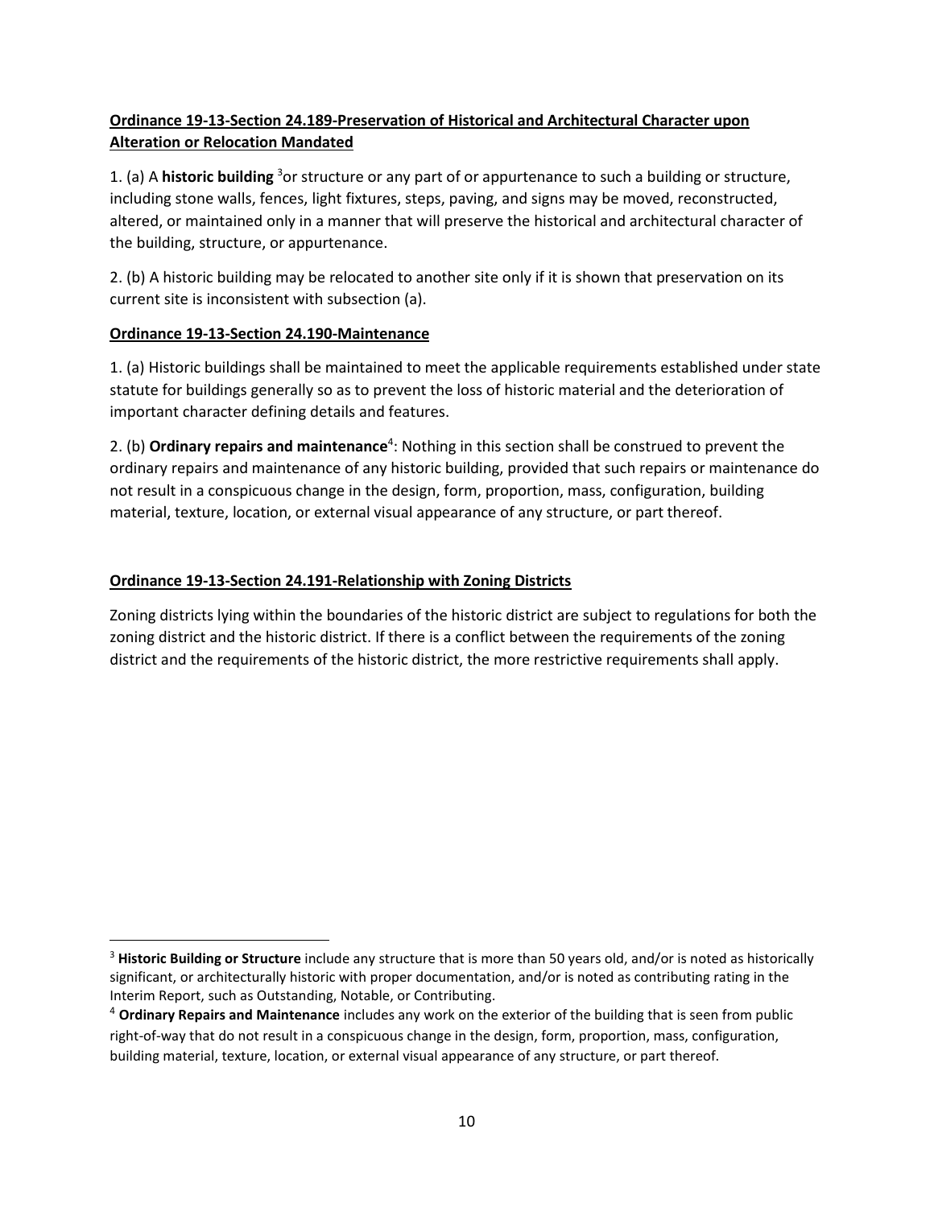**Ordinance 19-13-Section 24.189-Preservation of Historical and Architectural Character upon Alteration or Relocation Mandated**

1. (a) A **historic building** [3]or structure or any part of or appurtenance to such a building or structure, including stone walls, fences, light fixtures, steps, paving, and signs may be moved, reconstructed, altered, or maintained only in a manner that will preserve the historical and architectural character of the building, structure, or appurtenance.

2. (b) A historic building may be relocated to another site only if it is shown that preservation on its current site is inconsistent with subsection (a).

**Ordinance 19-13-Section 24.190-Maintenance**

1. (a) Historic buildings shall be maintained to meet the applicable requirements established under state statute for buildings generally so as to prevent the loss of historic material and the deterioration of important character defining details and features.

2. (b) **Ordinary repairs and maintenance**[4]: Nothing in this section shall be construed to prevent the ordinary repairs and maintenance of any historic building, provided that such repairs or maintenance do not result in a conspicuous change in the design, form, proportion, mass, configuration, building material, texture, location, or external visual appearance of any structure, or part thereof.

**Ordinance 19-13-Section 24.191-Relationship with Zoning Districts**

Zoning districts lying within the boundaries of the historic district are subject to regulations for both the zoning district and the historic district. If there is a conflict between the requirements of the zoning district and the requirements of the historic district, the more restrictive requirements shall apply.

---

[3] **Historic Building or Structure** include any structure that is more than 50 years old, and/or is noted as historically significant, or architecturally historic with proper documentation, and/or is noted as contributing rating in the Interim Report, such as Outstanding, Notable, or Contributing.

[4] **Ordinary Repairs and Maintenance** includes any work on the exterior of the building that is seen from public right-of-way that do not result in a conspicuous change in the design, form, proportion, mass, configuration, building material, texture, location, or external visual appearance of any structure, or part thereof.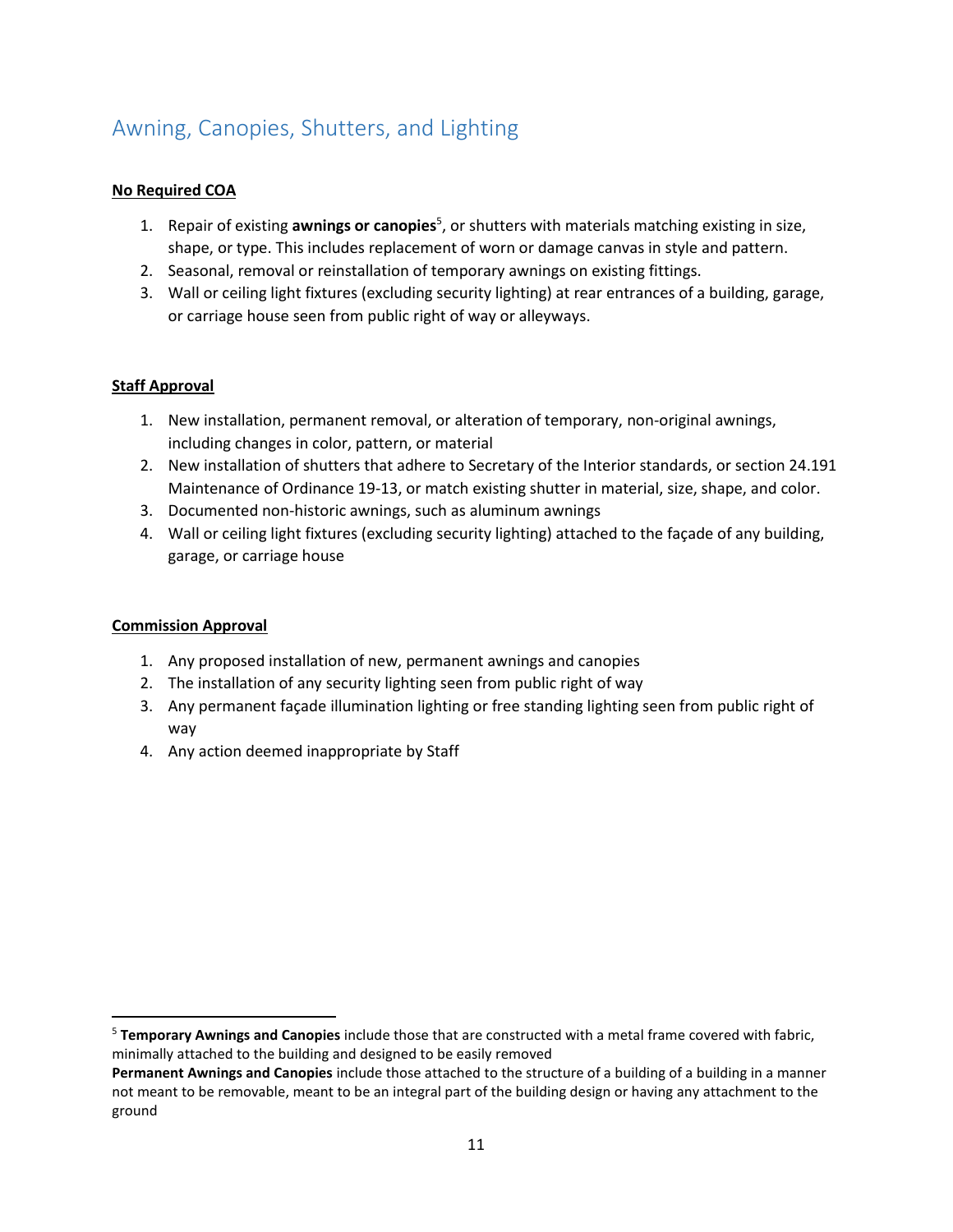## Awning, Canopies, Shutters, and Lighting

**No Required COA**

1. Repair of existing **awnings or canopies**[5], or shutters with materials matching existing in size, shape, or type. This includes replacement of worn or damage canvas in style and pattern.
2. Seasonal, removal or reinstallation of temporary awnings on existing fittings.
3. Wall or ceiling light fixtures (excluding security lighting) at rear entrances of a building, garage, or carriage house seen from public right of way or alleyways.

**Staff Approval**

1. New installation, permanent removal, or alteration of temporary, non-original awnings, including changes in color, pattern, or material
2. New installation of shutters that adhere to Secretary of the Interior standards, or section 24.191 Maintenance of Ordinance 19-13, or match existing shutter in material, size, shape, and color.
3. Documented non-historic awnings, such as aluminum awnings
4. Wall or ceiling light fixtures (excluding security lighting) attached to the façade of any building, garage, or carriage house

**Commission Approval**

1. Any proposed installation of new, permanent awnings and canopies
2. The installation of any security lighting seen from public right of way
3. Any permanent façade illumination lighting or free standing lighting seen from public right of way
4. Any action deemed inappropriate by Staff

---

[5] **Temporary Awnings and Canopies** include those that are constructed with a metal frame covered with fabric, minimally attached to the building and designed to be easily removed

**Permanent Awnings and Canopies** include those attached to the structure of a building of a building in a manner not meant to be removable, meant to be an integral part of the building design or having any attachment to the ground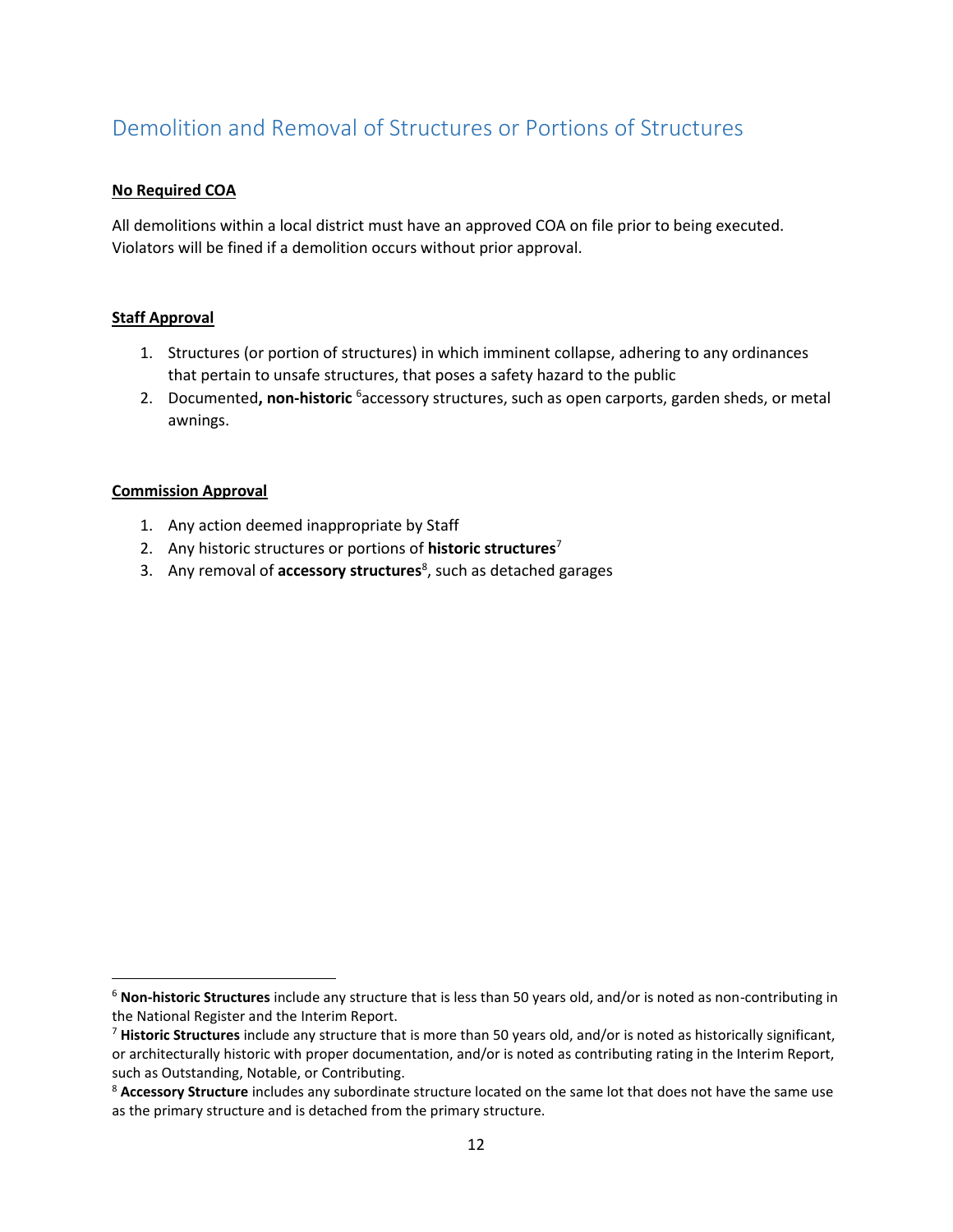## Demolition and Removal of Structures or Portions of Structures

**No Required COA**

All demolitions within a local district must have an approved COA on file prior to being executed. Violators will be fined if a demolition occurs without prior approval.

**Staff Approval**

1. Structures (or portion of structures) in which imminent collapse, adhering to any ordinances that pertain to unsafe structures, that poses a safety hazard to the public
2. Documented**, non-historic** [6]accessory structures, such as open carports, garden sheds, or metal awnings.

**Commission Approval**

1. Any action deemed inappropriate by Staff
2. Any historic structures or portions of **historic structures**[7]
3. Any removal of **accessory structures**[8], such as detached garages

---

[6] **Non-historic Structures** include any structure that is less than 50 years old, and/or is noted as non-contributing in the National Register and the Interim Report.

[7] **Historic Structures** include any structure that is more than 50 years old, and/or is noted as historically significant, or architecturally historic with proper documentation, and/or is noted as contributing rating in the Interim Report, such as Outstanding, Notable, or Contributing.

[8] **Accessory Structure** includes any subordinate structure located on the same lot that does not have the same use as the primary structure and is detached from the primary structure.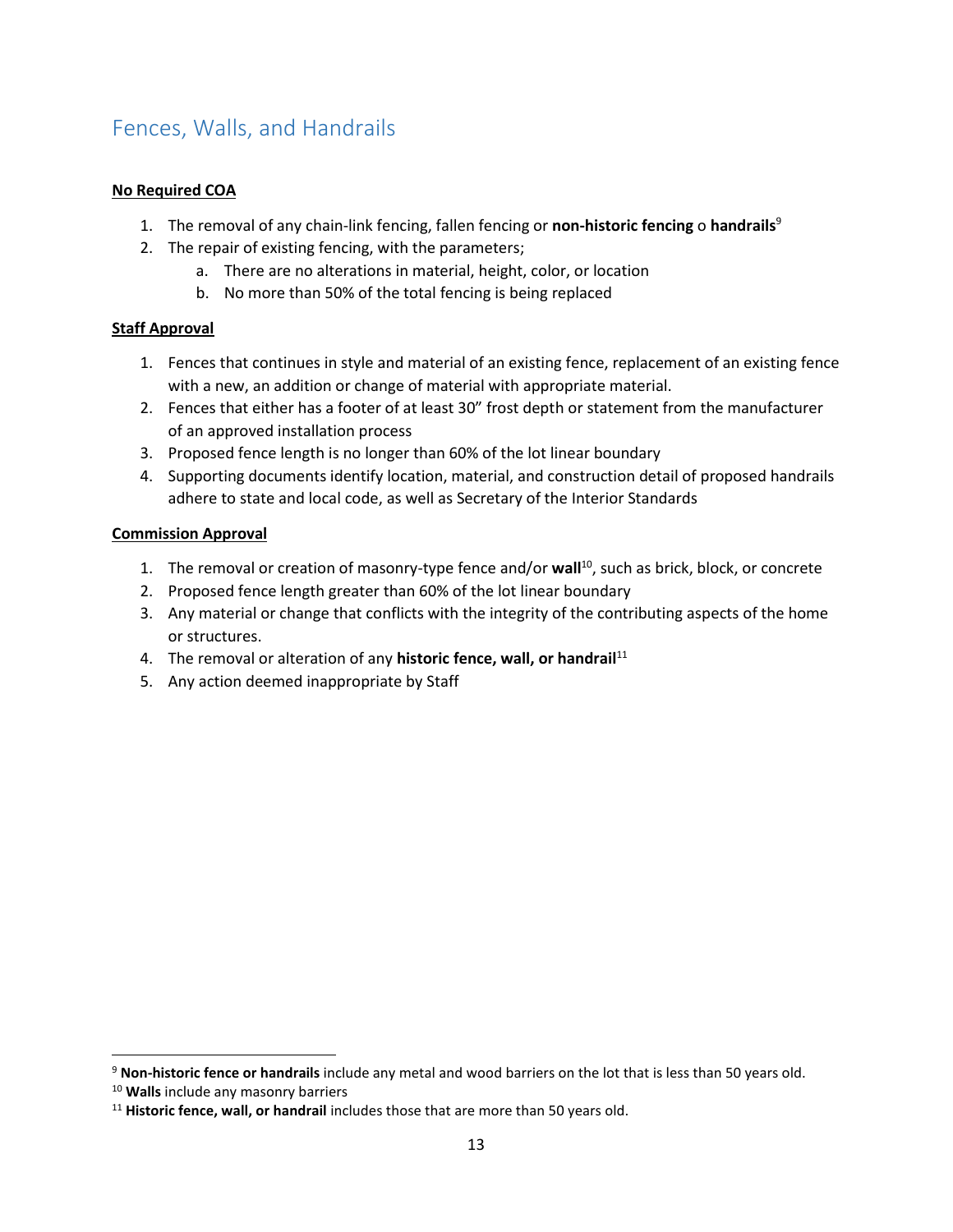## Fences, Walls, and Handrails

**<u>No Required COA</u>**

1. The removal of any chain-link fencing, fallen fencing or **non-historic fencing** o **handrails**[9]
2. The repair of existing fencing, with the parameters;
   a. There are no alterations in material, height, color, or location
   b. No more than 50% of the total fencing is being replaced

**<u>Staff Approval</u>**

1. Fences that continues in style and material of an existing fence, replacement of an existing fence with a new, an addition or change of material with appropriate material.
2. Fences that either has a footer of at least 30" frost depth or statement from the manufacturer of an approved installation process
3. Proposed fence length is no longer than 60% of the lot linear boundary
4. Supporting documents identify location, material, and construction detail of proposed handrails adhere to state and local code, as well as Secretary of the Interior Standards

**<u>Commission Approval</u>**

1. The removal or creation of masonry-type fence and/or **wall**[10], such as brick, block, or concrete
2. Proposed fence length greater than 60% of the lot linear boundary
3. Any material or change that conflicts with the integrity of the contributing aspects of the home or structures.
4. The removal or alteration of any **historic fence, wall, or handrail**[11]
5. Any action deemed inappropriate by Staff

---

[9] **Non-historic fence or handrails** include any metal and wood barriers on the lot that is less than 50 years old.

[10] **Walls** include any masonry barriers

[11] **Historic fence, wall, or handrail** includes those that are more than 50 years old.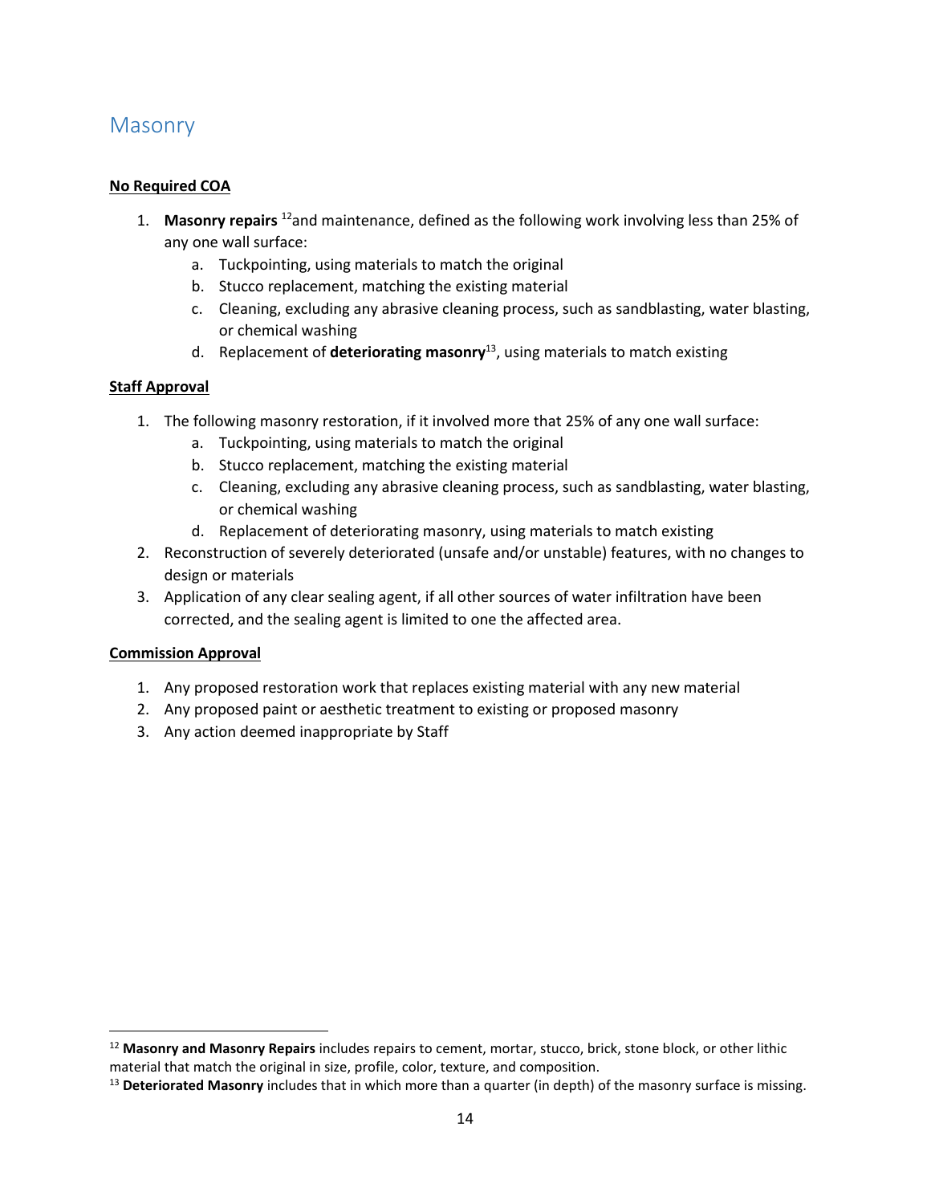## Masonry

**No Required COA**

1. **Masonry repairs** [12]and maintenance, defined as the following work involving less than 25% of any one wall surface:
    a. Tuckpointing, using materials to match the original
    b. Stucco replacement, matching the existing material
    c. Cleaning, excluding any abrasive cleaning process, such as sandblasting, water blasting, or chemical washing
    d. Replacement of **deteriorating masonry**[13], using materials to match existing

**Staff Approval**

1. The following masonry restoration, if it involved more that 25% of any one wall surface:
    a. Tuckpointing, using materials to match the original
    b. Stucco replacement, matching the existing material
    c. Cleaning, excluding any abrasive cleaning process, such as sandblasting, water blasting, or chemical washing
    d. Replacement of deteriorating masonry, using materials to match existing
2. Reconstruction of severely deteriorated (unsafe and/or unstable) features, with no changes to design or materials
3. Application of any clear sealing agent, if all other sources of water infiltration have been corrected, and the sealing agent is limited to one the affected area.

**Commission Approval**

1. Any proposed restoration work that replaces existing material with any new material
2. Any proposed paint or aesthetic treatment to existing or proposed masonry
3. Any action deemed inappropriate by Staff

---

[12] **Masonry and Masonry Repairs** includes repairs to cement, mortar, stucco, brick, stone block, or other lithic material that match the original in size, profile, color, texture, and composition.

[13] **Deteriorated Masonry** includes that in which more than a quarter (in depth) of the masonry surface is missing.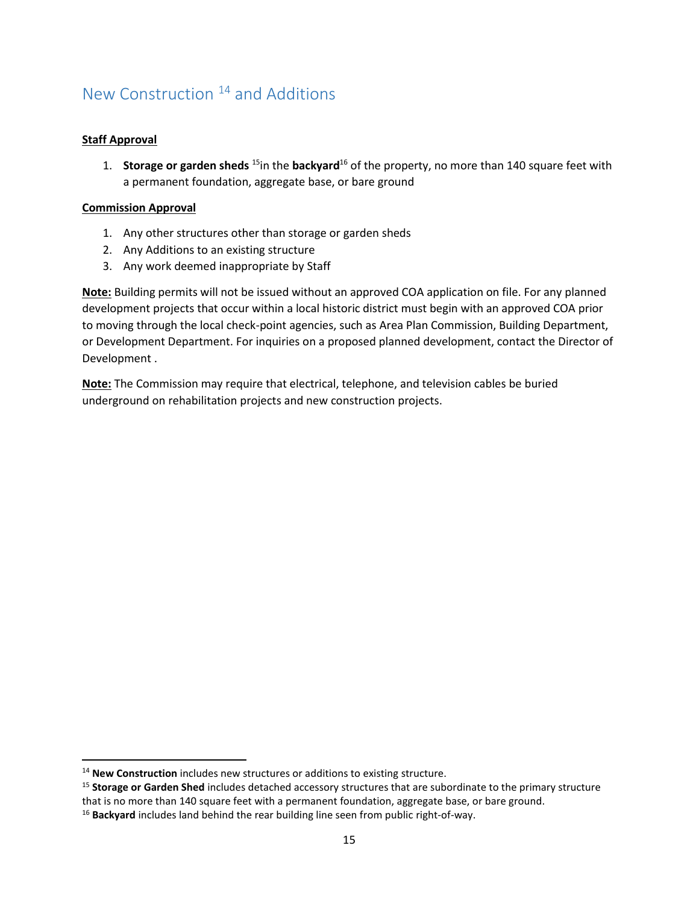## New Construction [14] and Additions

**Staff Approval**

1. **Storage or garden sheds** [15]in the **backyard**[16] of the property, no more than 140 square feet with a permanent foundation, aggregate base, or bare ground

**Commission Approval**

1. Any other structures other than storage or garden sheds
2. Any Additions to an existing structure
3. Any work deemed inappropriate by Staff

**Note:** Building permits will not be issued without an approved COA application on file. For any planned development projects that occur within a local historic district must begin with an approved COA prior to moving through the local check-point agencies, such as Area Plan Commission, Building Department, or Development Department. For inquiries on a proposed planned development, contact the Director of Development .

**Note:** The Commission may require that electrical, telephone, and television cables be buried underground on rehabilitation projects and new construction projects.

---

[14] **New Construction** includes new structures or additions to existing structure.

[15] **Storage or Garden Shed** includes detached accessory structures that are subordinate to the primary structure that is no more than 140 square feet with a permanent foundation, aggregate base, or bare ground.

[16] **Backyard** includes land behind the rear building line seen from public right-of-way.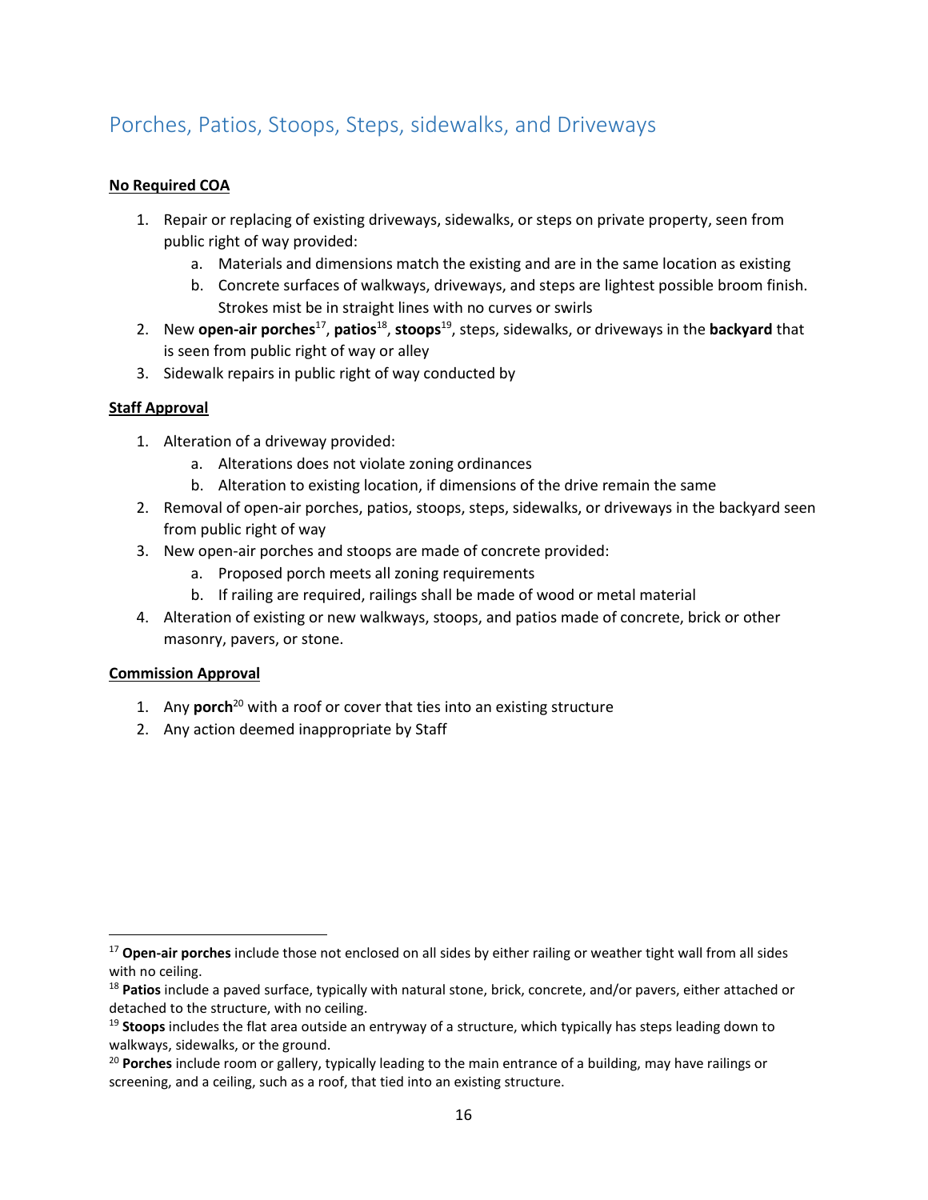## Porches, Patios, Stoops, Steps, sidewalks, and Driveways

**No Required COA**

1. Repair or replacing of existing driveways, sidewalks, or steps on private property, seen from public right of way provided:
   a. Materials and dimensions match the existing and are in the same location as existing
   b. Concrete surfaces of walkways, driveways, and steps are lightest possible broom finish. Strokes mist be in straight lines with no curves or swirls
2. New **open-air porches**[17], **patios**[18], **stoops**[19], steps, sidewalks, or driveways in the **backyard** that is seen from public right of way or alley
3. Sidewalk repairs in public right of way conducted by

**Staff Approval**

1. Alteration of a driveway provided:
   a. Alterations does not violate zoning ordinances
   b. Alteration to existing location, if dimensions of the drive remain the same
2. Removal of open-air porches, patios, stoops, steps, sidewalks, or driveways in the backyard seen from public right of way
3. New open-air porches and stoops are made of concrete provided:
   a. Proposed porch meets all zoning requirements
   b. If railing are required, railings shall be made of wood or metal material
4. Alteration of existing or new walkways, stoops, and patios made of concrete, brick or other masonry, pavers, or stone.

**Commission Approval**

1. Any **porch**[20] with a roof or cover that ties into an existing structure
2. Any action deemed inappropriate by Staff

---

[17] **Open-air porches** include those not enclosed on all sides by either railing or weather tight wall from all sides with no ceiling.

[18] **Patios** include a paved surface, typically with natural stone, brick, concrete, and/or pavers, either attached or detached to the structure, with no ceiling.

[19] **Stoops** includes the flat area outside an entryway of a structure, which typically has steps leading down to walkways, sidewalks, or the ground.

[20] **Porches** include room or gallery, typically leading to the main entrance of a building, may have railings or screening, and a ceiling, such as a roof, that tied into an existing structure.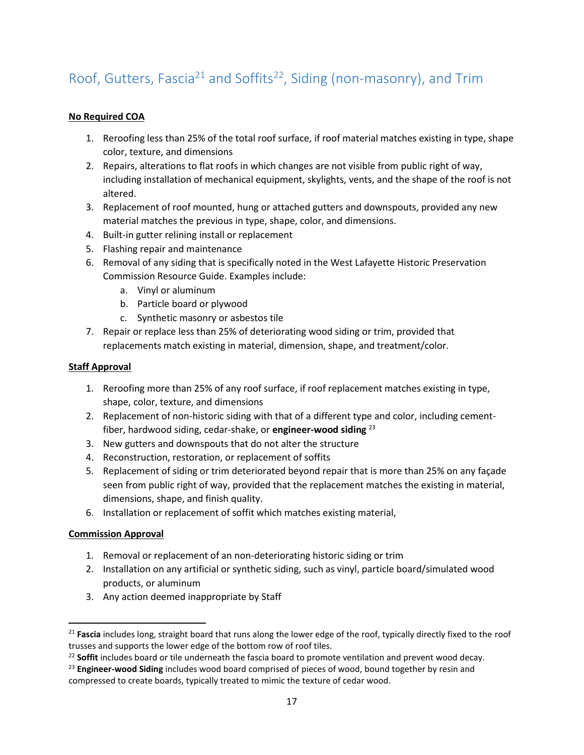# Roof, Gutters, Fascia[21] and Soffits[22], Siding (non-masonry), and Trim

**No Required COA**

1. Reroofing less than 25% of the total roof surface, if roof material matches existing in type, shape color, texture, and dimensions
2. Repairs, alterations to flat roofs in which changes are not visible from public right of way, including installation of mechanical equipment, skylights, vents, and the shape of the roof is not altered.
3. Replacement of roof mounted, hung or attached gutters and downspouts, provided any new material matches the previous in type, shape, color, and dimensions.
4. Built-in gutter relining install or replacement
5. Flashing repair and maintenance
6. Removal of any siding that is specifically noted in the West Lafayette Historic Preservation Commission Resource Guide. Examples include:
   a. Vinyl or aluminum
   b. Particle board or plywood
   c. Synthetic masonry or asbestos tile
7. Repair or replace less than 25% of deteriorating wood siding or trim, provided that replacements match existing in material, dimension, shape, and treatment/color.

**Staff Approval**

1. Reroofing more than 25% of any roof surface, if roof replacement matches existing in type, shape, color, texture, and dimensions
2. Replacement of non-historic siding with that of a different type and color, including cement-fiber, hardwood siding, cedar-shake, or **engineer-wood siding** [23]
3. New gutters and downspouts that do not alter the structure
4. Reconstruction, restoration, or replacement of soffits
5. Replacement of siding or trim deteriorated beyond repair that is more than 25% on any façade seen from public right of way, provided that the replacement matches the existing in material, dimensions, shape, and finish quality.
6. Installation or replacement of soffit which matches existing material,

**Commission Approval**

1. Removal or replacement of an non-deteriorating historic siding or trim
2. Installation on any artificial or synthetic siding, such as vinyl, particle board/simulated wood products, or aluminum
3. Any action deemed inappropriate by Staff

---

[21] **Fascia** includes long, straight board that runs along the lower edge of the roof, typically directly fixed to the roof trusses and supports the lower edge of the bottom row of roof tiles.

[22] **Soffit** includes board or tile underneath the fascia board to promote ventilation and prevent wood decay.

[23] **Engineer-wood Siding** includes wood board comprised of pieces of wood, bound together by resin and compressed to create boards, typically treated to mimic the texture of cedar wood.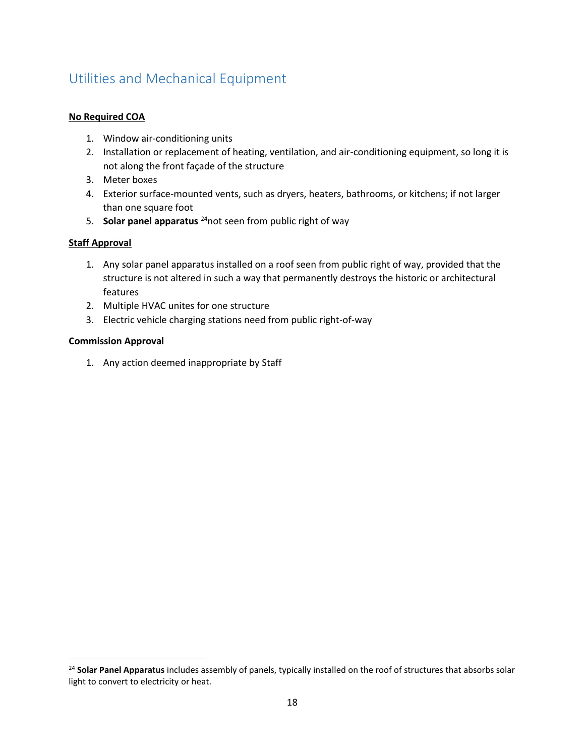## Utilities and Mechanical Equipment

**No Required COA**

1. Window air-conditioning units
2. Installation or replacement of heating, ventilation, and air-conditioning equipment, so long it is not along the front façade of the structure
3. Meter boxes
4. Exterior surface-mounted vents, such as dryers, heaters, bathrooms, or kitchens; if not larger than one square foot
5. **Solar panel apparatus** [24]not seen from public right of way

**Staff Approval**

1. Any solar panel apparatus installed on a roof seen from public right of way, provided that the structure is not altered in such a way that permanently destroys the historic or architectural features
2. Multiple HVAC unites for one structure
3. Electric vehicle charging stations need from public right-of-way

**Commission Approval**

1. Any action deemed inappropriate by Staff

---

[24] **Solar Panel Apparatus** includes assembly of panels, typically installed on the roof of structures that absorbs solar light to convert to electricity or heat.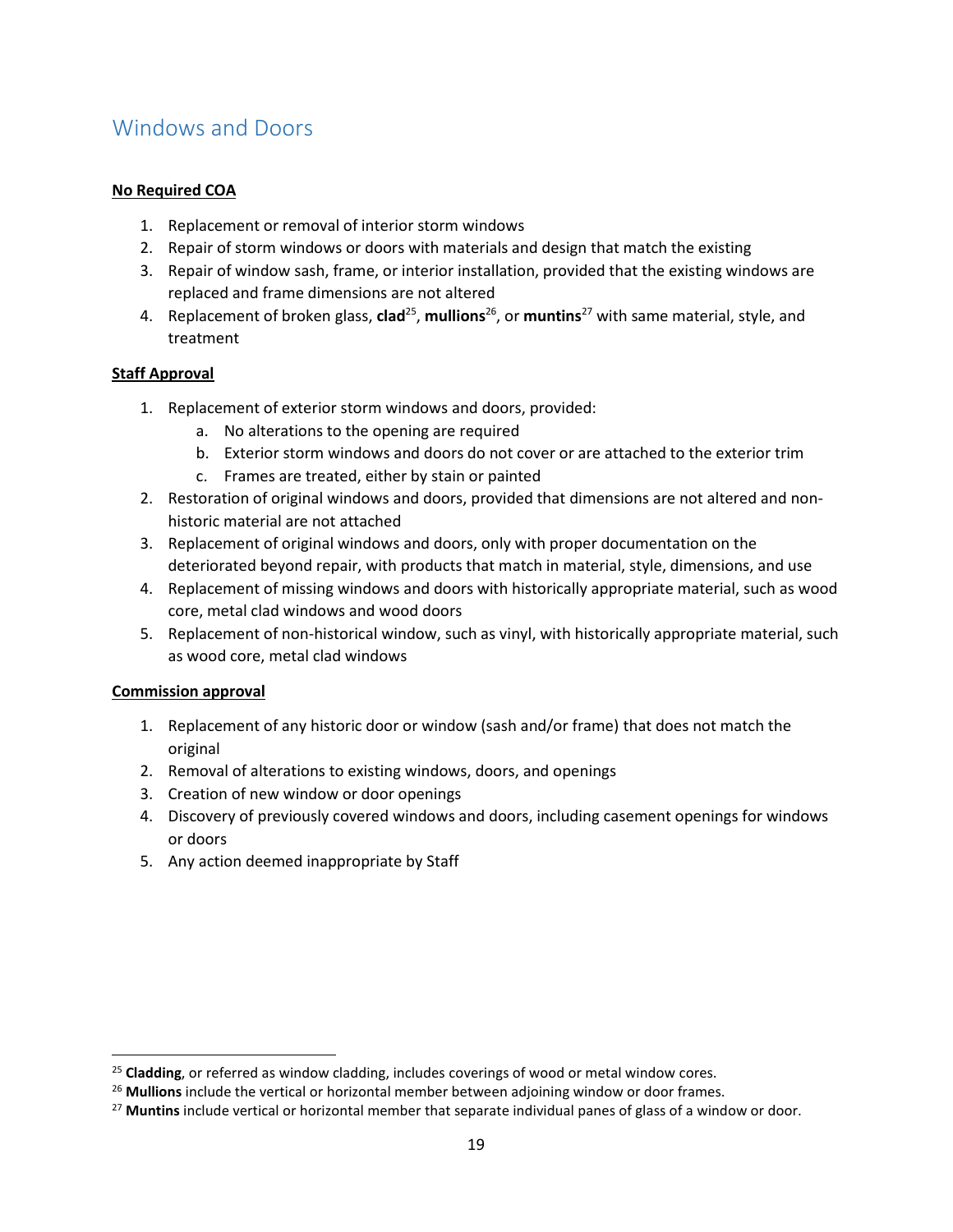## Windows and Doors

**No Required COA**

1. Replacement or removal of interior storm windows
2. Repair of storm windows or doors with materials and design that match the existing
3. Repair of window sash, frame, or interior installation, provided that the existing windows are replaced and frame dimensions are not altered
4. Replacement of broken glass, **clad**[25], **mullions**[26], or **muntins**[27] with same material, style, and treatment

**Staff Approval**

1. Replacement of exterior storm windows and doors, provided:
    a. No alterations to the opening are required
    b. Exterior storm windows and doors do not cover or are attached to the exterior trim
    c. Frames are treated, either by stain or painted
2. Restoration of original windows and doors, provided that dimensions are not altered and non-historic material are not attached
3. Replacement of original windows and doors, only with proper documentation on the deteriorated beyond repair, with products that match in material, style, dimensions, and use
4. Replacement of missing windows and doors with historically appropriate material, such as wood core, metal clad windows and wood doors
5. Replacement of non-historical window, such as vinyl, with historically appropriate material, such as wood core, metal clad windows

**Commission approval**

1. Replacement of any historic door or window (sash and/or frame) that does not match the original
2. Removal of alterations to existing windows, doors, and openings
3. Creation of new window or door openings
4. Discovery of previously covered windows and doors, including casement openings for windows or doors
5. Any action deemed inappropriate by Staff

---

[25] **Cladding**, or referred as window cladding, includes coverings of wood or metal window cores.

[26] **Mullions** include the vertical or horizontal member between adjoining window or door frames.

[27] **Muntins** include vertical or horizontal member that separate individual panes of glass of a window or door.